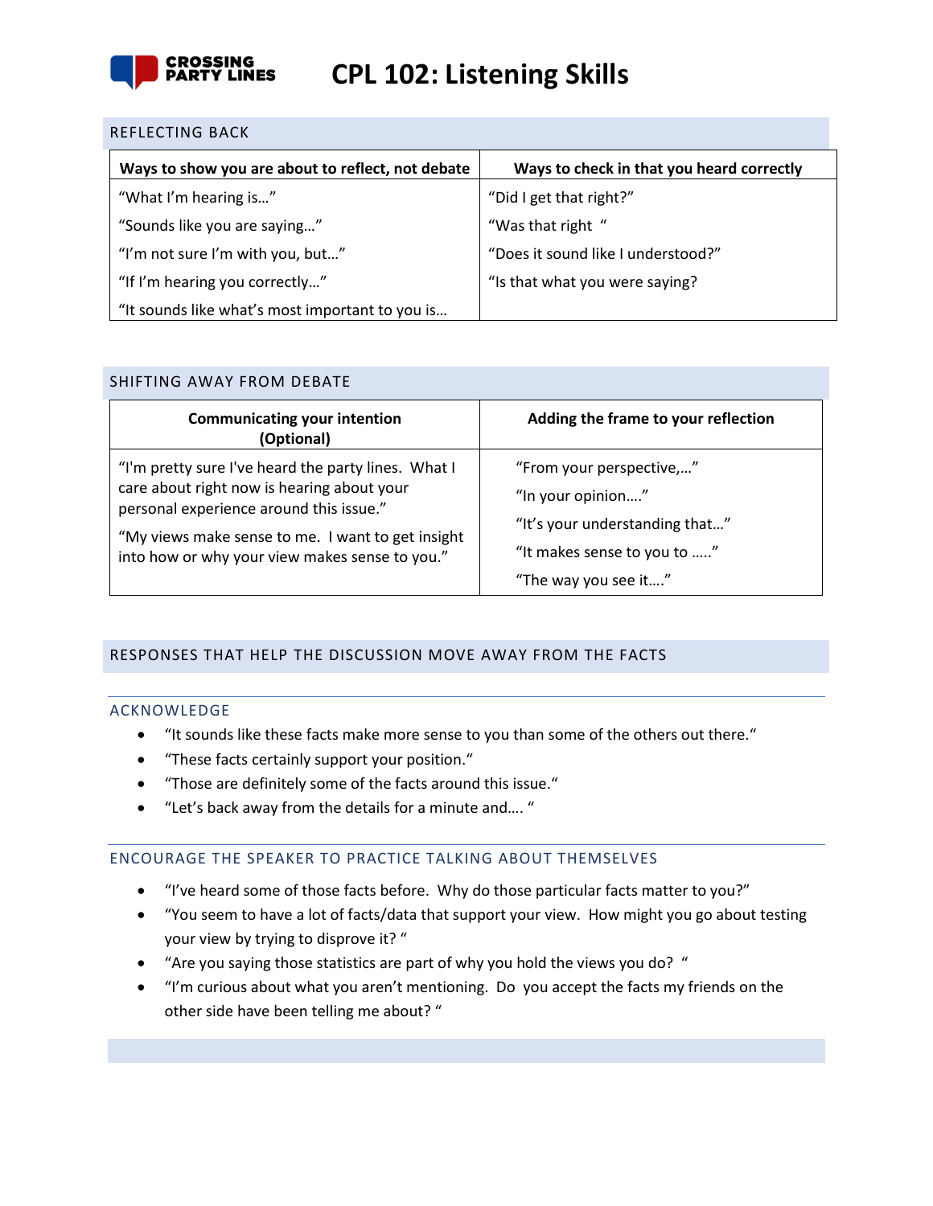# CPL 102: Listening Skills

## REFLECTING BACK

| Ways to show you are about to reflect, not debate | Ways to check in that you heard correctly |
| --- | --- |
| "What I'm hearing is…" | "Did I get that right?" |
| "Sounds like you are saying…" | "Was that right " |
| "I'm not sure I'm with you, but…" | "Does it sound like I understood?" |
| "If I'm hearing you correctly…" | "Is that what you were saying? |
| "It sounds like what's most important to you is… | |

## SHIFTING AWAY FROM DEBATE

| Communicating your intention (Optional) | Adding the frame to your reflection |
| --- | --- |
| "I'm pretty sure I've heard the party lines. What I care about right now is hearing about your personal experience around this issue."<br>"My views make sense to me. I want to get insight into how or why your view makes sense to you." | "From your perspective,…"<br>"In your opinion…."<br>"It's your understanding that…"<br>"It makes sense to you to ….."<br>"The way you see it…." |

## RESPONSES THAT HELP THE DISCUSSION MOVE AWAY FROM THE FACTS

### ACKNOWLEDGE

- "It sounds like these facts make more sense to you than some of the others out there."
- "These facts certainly support your position."
- "Those are definitely some of the facts around this issue."
- "Let's back away from the details for a minute and…. "

### ENCOURAGE THE SPEAKER TO PRACTICE TALKING ABOUT THEMSELVES

- "I've heard some of those facts before. Why do those particular facts matter to you?"
- "You seem to have a lot of facts/data that support your view. How might you go about testing your view by trying to disprove it? "
- "Are you saying those statistics are part of why you hold the views you do? "
- "I'm curious about what you aren't mentioning. Do you accept the facts my friends on the other side have been telling me about? "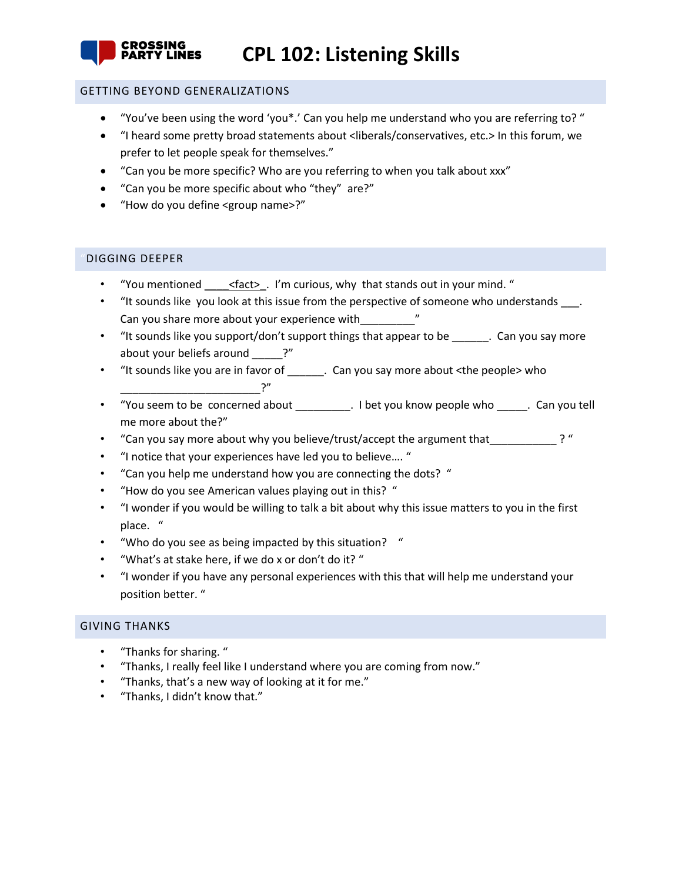CROSSING PARTY LINES

# CPL 102: Listening Skills

## GETTING BEYOND GENERALIZATIONS

- "You've been using the word 'you*.' Can you help me understand who you are referring to? "
- "I heard some pretty broad statements about <liberals/conservatives, etc.> In this forum, we prefer to let people speak for themselves."
- "Can you be more specific? Who are you referring to when you talk about xxx"
- "Can you be more specific about who "they" are?"
- "How do you define <group name>?"

## DIGGING DEEPER

- "You mentioned ____<fact>_. I'm curious, why that stands out in your mind. "
- "It sounds like you look at this issue from the perspective of someone who understands ___. Can you share more about your experience with_________"
- "It sounds like you support/don't support things that appear to be ______. Can you say more about your beliefs around _____?"
- "It sounds like you are in favor of ______. Can you say more about <the people> who ______________________?"
- "You seem to be concerned about _________. I bet you know people who _____. Can you tell me more about the?"
- "Can you say more about why you believe/trust/accept the argument that___________ ? "
- "I notice that your experiences have led you to believe…. "
- "Can you help me understand how you are connecting the dots? "
- "How do you see American values playing out in this? "
- "I wonder if you would be willing to talk a bit about why this issue matters to you in the first place. "
- "Who do you see as being impacted by this situation? "
- "What's at stake here, if we do x or don't do it? "
- "I wonder if you have any personal experiences with this that will help me understand your position better. "

## GIVING THANKS

- "Thanks for sharing. "
- "Thanks, I really feel like I understand where you are coming from now."
- "Thanks, that's a new way of looking at it for me."
- "Thanks, I didn't know that."